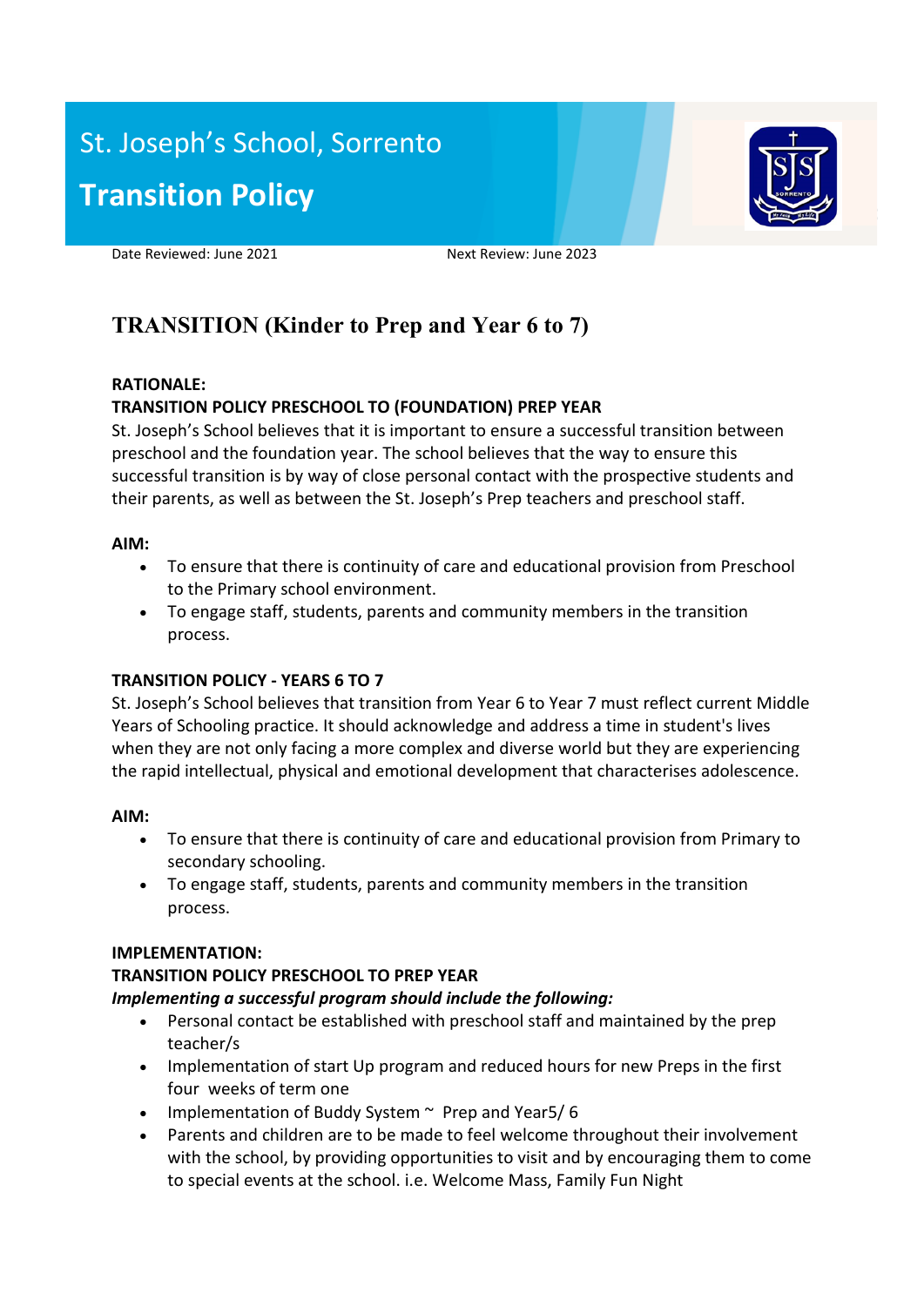# St. Joseph's School, Sorrento

# Transition Policy

Date Reviewed: June 2021 Next Review: June 2023

## TRANSITION (Kinder to Prep and Year 6 to 7)

**RATIONALE:**

**TRANSITION POLICY PRESCHOOL TO (FOUNDATION) PREP YEAR**

St. Joseph's School believes that it is important to ensure a successful transition between preschool and the foundation year. The school believes that the way to ensure this successful transition is by way of close personal contact with the prospective students and their parents, as well as between the St. Joseph's Prep teachers and preschool staff.

**AIM:**

- To ensure that there is continuity of care and educational provision from Preschool to the Primary school environment.
- To engage staff, students, parents and community members in the transition process.

**TRANSITION POLICY - YEARS 6 TO 7**

St. Joseph's School believes that transition from Year 6 to Year 7 must reflect current Middle Years of Schooling practice. It should acknowledge and address a time in student's lives when they are not only facing a more complex and diverse world but they are experiencing the rapid intellectual, physical and emotional development that characterises adolescence.

**AIM:**

- To ensure that there is continuity of care and educational provision from Primary to secondary schooling.
- To engage staff, students, parents and community members in the transition process.

**IMPLEMENTATION:**

**TRANSITION POLICY PRESCHOOL TO PREP YEAR**

***Implementing a successful program should include the following:***

- Personal contact be established with preschool staff and maintained by the prep teacher/s
- Implementation of start Up program and reduced hours for new Preps in the first four weeks of term one
- Implementation of Buddy System ~ Prep and Year5/ 6
- Parents and children are to be made to feel welcome throughout their involvement with the school, by providing opportunities to visit and by encouraging them to come to special events at the school. i.e. Welcome Mass, Family Fun Night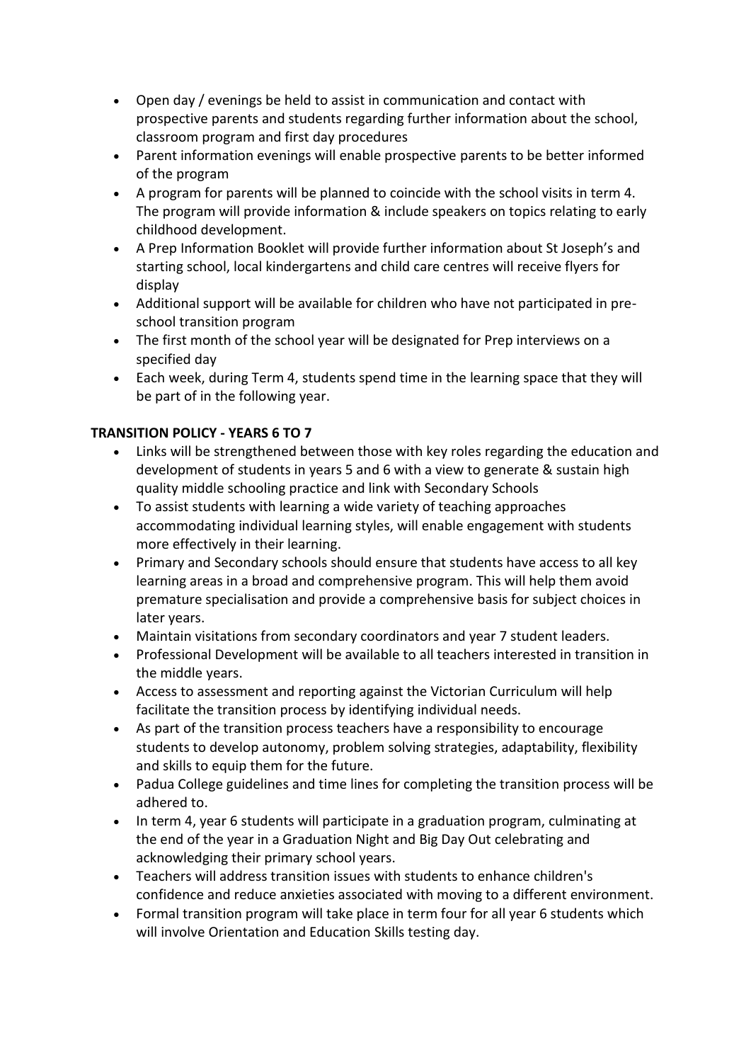- Open day / evenings be held to assist in communication and contact with prospective parents and students regarding further information about the school, classroom program and first day procedures
- Parent information evenings will enable prospective parents to be better informed of the program
- A program for parents will be planned to coincide with the school visits in term 4. The program will provide information & include speakers on topics relating to early childhood development.
- A Prep Information Booklet will provide further information about St Joseph's and starting school, local kindergartens and child care centres will receive flyers for display
- Additional support will be available for children who have not participated in pre-school transition program
- The first month of the school year will be designated for Prep interviews on a specified day
- Each week, during Term 4, students spend time in the learning space that they will be part of in the following year.

**TRANSITION POLICY - YEARS 6 TO 7**

- Links will be strengthened between those with key roles regarding the education and development of students in years 5 and 6 with a view to generate & sustain high quality middle schooling practice and link with Secondary Schools
- To assist students with learning a wide variety of teaching approaches accommodating individual learning styles, will enable engagement with students more effectively in their learning.
- Primary and Secondary schools should ensure that students have access to all key learning areas in a broad and comprehensive program. This will help them avoid premature specialisation and provide a comprehensive basis for subject choices in later years.
- Maintain visitations from secondary coordinators and year 7 student leaders.
- Professional Development will be available to all teachers interested in transition in the middle years.
- Access to assessment and reporting against the Victorian Curriculum will help facilitate the transition process by identifying individual needs.
- As part of the transition process teachers have a responsibility to encourage students to develop autonomy, problem solving strategies, adaptability, flexibility and skills to equip them for the future.
- Padua College guidelines and time lines for completing the transition process will be adhered to.
- In term 4, year 6 students will participate in a graduation program, culminating at the end of the year in a Graduation Night and Big Day Out celebrating and acknowledging their primary school years.
- Teachers will address transition issues with students to enhance children's confidence and reduce anxieties associated with moving to a different environment.
- Formal transition program will take place in term four for all year 6 students which will involve Orientation and Education Skills testing day.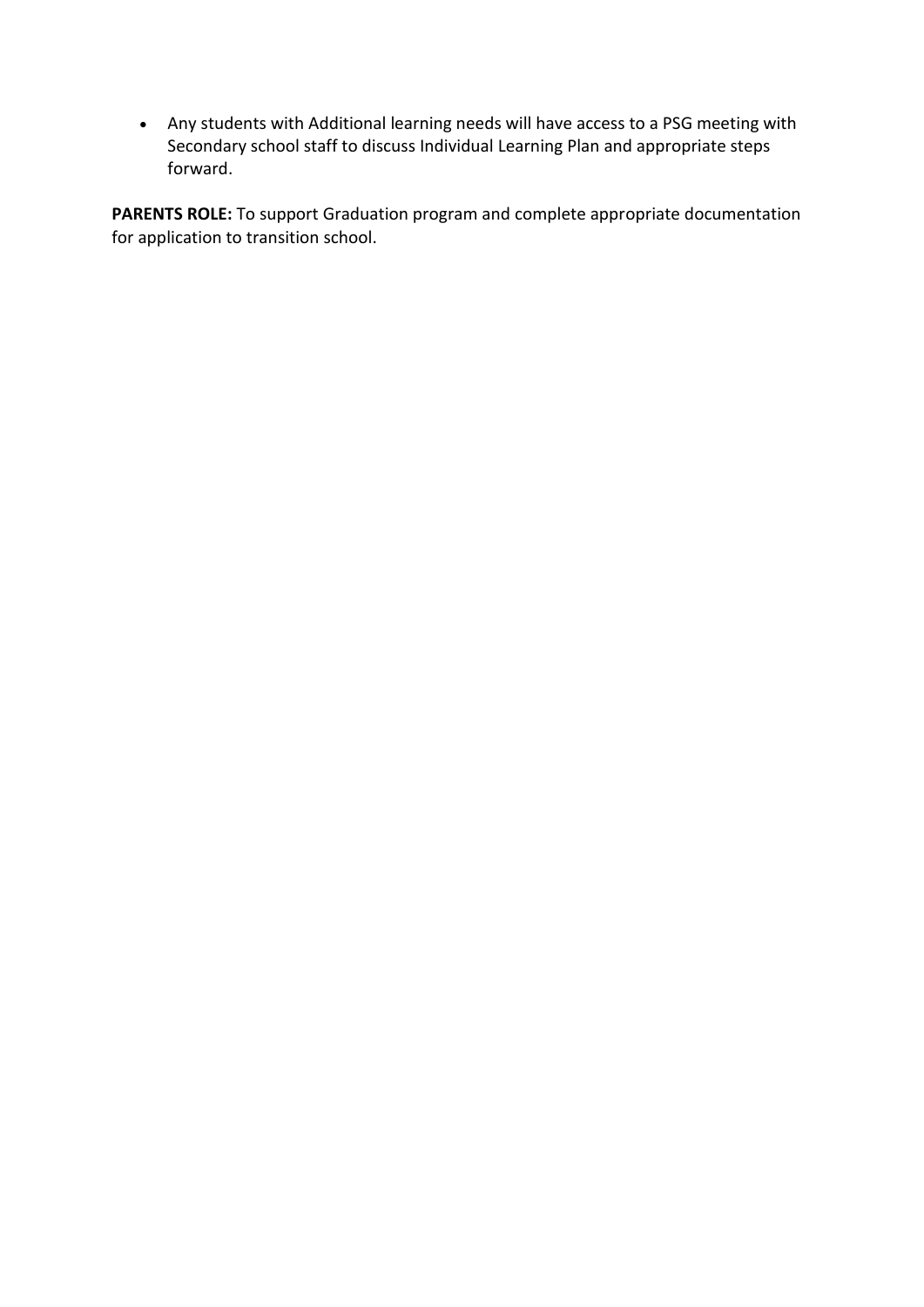- Any students with Additional learning needs will have access to a PSG meeting with Secondary school staff to discuss Individual Learning Plan and appropriate steps forward.

**PARENTS ROLE:** To support Graduation program and complete appropriate documentation for application to transition school.